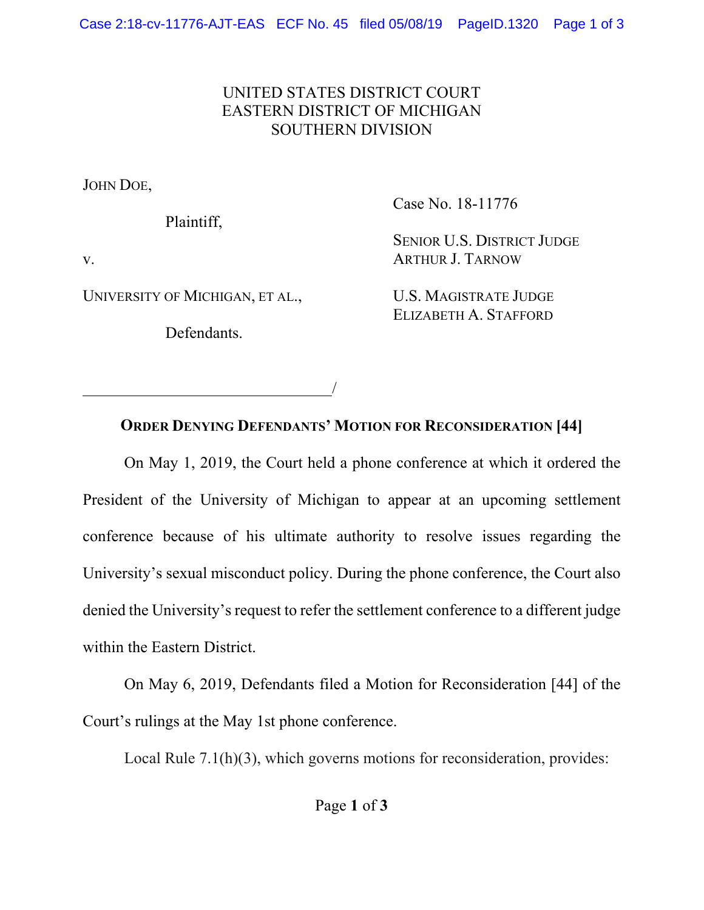UNITED STATES DISTRICT COURT
EASTERN DISTRICT OF MICHIGAN
SOUTHERN DIVISION

JOHN DOE,

Plaintiff,

v.

UNIVERSITY OF MICHIGAN, ET AL.,

Defendants.

Case No. 18-11776

SENIOR U.S. DISTRICT JUDGE
ARTHUR J. TARNOW

U.S. MAGISTRATE JUDGE
ELIZABETH A. STAFFORD

\_\_\_\_\_\_\_\_\_\_\_\_\_\_\_\_\_\_\_\_\_\_\_\_\_\_\_\_\_\_\_\_\_\_/

**ORDER DENYING DEFENDANTS' MOTION FOR RECONSIDERATION [44]**

On May 1, 2019, the Court held a phone conference at which it ordered the President of the University of Michigan to appear at an upcoming settlement conference because of his ultimate authority to resolve issues regarding the University's sexual misconduct policy. During the phone conference, the Court also denied the University's request to refer the settlement conference to a different judge within the Eastern District.

On May 6, 2019, Defendants filed a Motion for Reconsideration [44] of the Court's rulings at the May 1st phone conference.

Local Rule 7.1(h)(3), which governs motions for reconsideration, provides: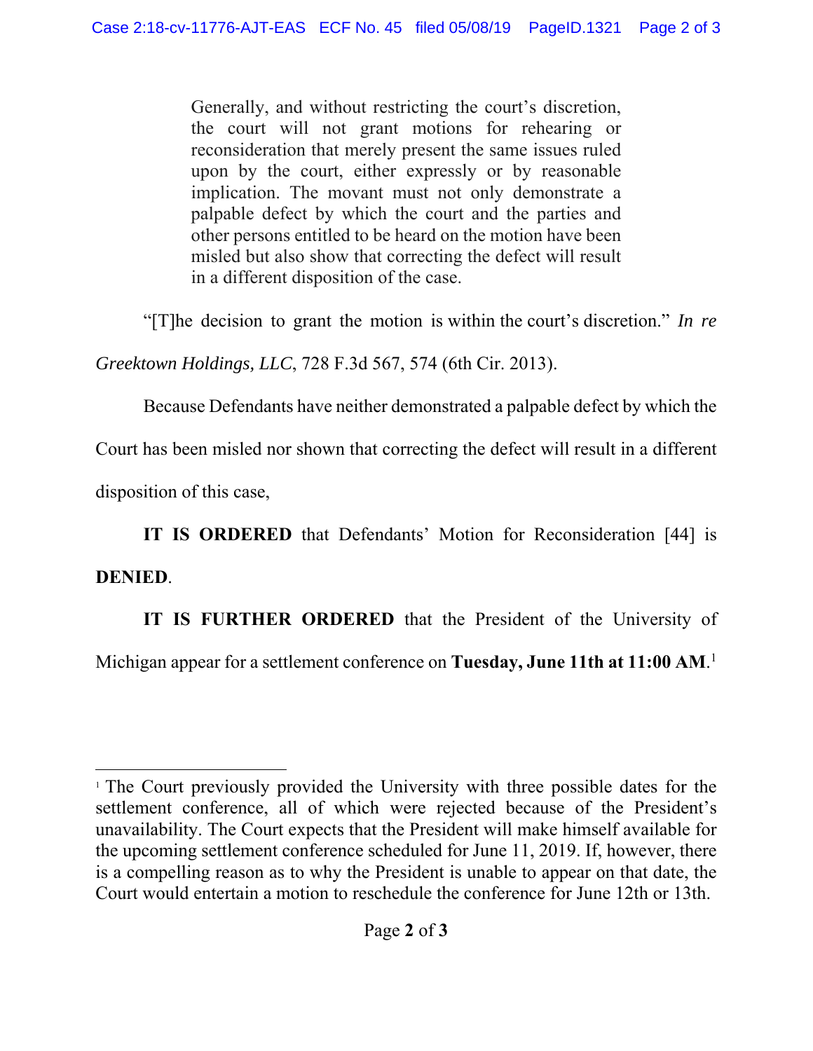> Generally, and without restricting the court's discretion, the court will not grant motions for rehearing or reconsideration that merely present the same issues ruled upon by the court, either expressly or by reasonable implication. The movant must not only demonstrate a palpable defect by which the court and the parties and other persons entitled to be heard on the motion have been misled but also show that correcting the defect will result in a different disposition of the case.

"[T]he decision to grant the motion is within the court's discretion." *In re Greektown Holdings, LLC*, 728 F.3d 567, 574 (6th Cir. 2013).

Because Defendants have neither demonstrated a palpable defect by which the Court has been misled nor shown that correcting the defect will result in a different disposition of this case,

**IT IS ORDERED** that Defendants' Motion for Reconsideration [44] is **DENIED**.

**IT IS FURTHER ORDERED** that the President of the University of Michigan appear for a settlement conference on **Tuesday, June 11th at 11:00 AM**.[1]

---

[1] The Court previously provided the University with three possible dates for the settlement conference, all of which were rejected because of the President's unavailability. The Court expects that the President will make himself available for the upcoming settlement conference scheduled for June 11, 2019. If, however, there is a compelling reason as to why the President is unable to appear on that date, the Court would entertain a motion to reschedule the conference for June 12th or 13th.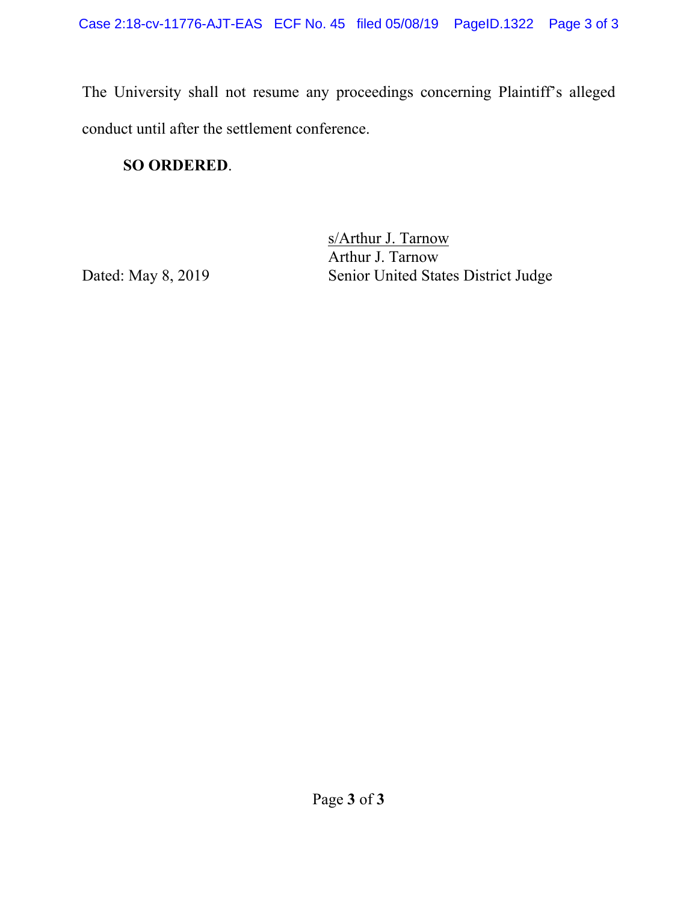The University shall not resume any proceedings concerning Plaintiff's alleged conduct until after the settlement conference.

**SO ORDERED**.

s/Arthur J. Tarnow
Arthur J. Tarnow
Senior United States District Judge

Dated: May 8, 2019